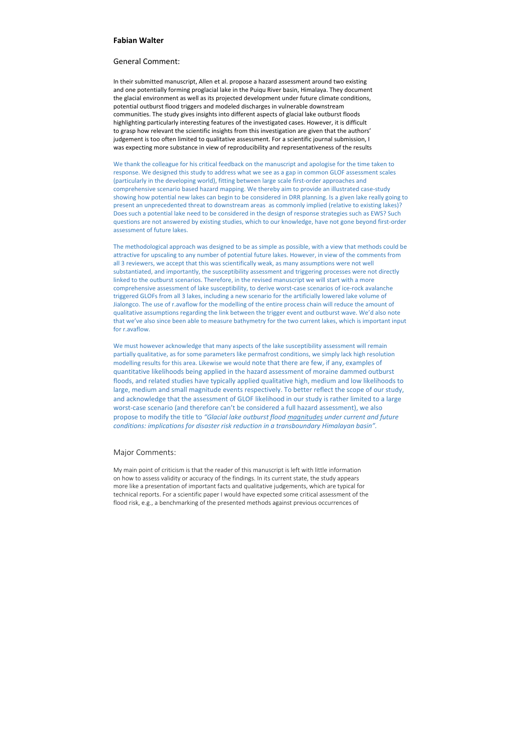**Fabian Walter**

## General Comment:

In their submitted manuscript, Allen et al. propose a hazard assessment around two existing and one potentially forming proglacial lake in the Puiqu River basin, Himalaya. They document the glacial environment as well as its projected development under future climate conditions, potential outburst flood triggers and modeled discharges in vulnerable downstream communities. The study gives insights into different aspects of glacial lake outburst floods highlighting particularly interesting features of the investigated cases. However, it is difficult to grasp how relevant the scientific insights from this investigation are given that the authors' judgement is too often limited to qualitative assessment. For a scientific journal submission, I was expecting more substance in view of reproducibility and representativeness of the results

We thank the colleague for his critical feedback on the manuscript and apologise for the time taken to response. We designed this study to address what we see as a gap in common GLOF assessment scales (particularly in the developing world), fitting between large scale first-order approaches and comprehensive scenario based hazard mapping. We thereby aim to provide an illustrated case-study showing how potential new lakes can begin to be considered in DRR planning. Is a given lake really going to present an unprecedented threat to downstream areas as commonly implied (relative to existing lakes)? Does such a potential lake need to be considered in the design of response strategies such as EWS? Such questions are not answered by existing studies, which to our knowledge, have not gone beyond first-order assessment of future lakes.

The methodological approach was designed to be as simple as possible, with a view that methods could be attractive for upscaling to any number of potential future lakes. However, in view of the comments from all 3 reviewers, we accept that this was scientifically weak, as many assumptions were not well substantiated, and importantly, the susceptibility assessment and triggering processes were not directly linked to the outburst scenarios. Therefore, in the revised manuscript we will start with a more comprehensive assessment of lake susceptibility, to derive worst-case scenarios of ice-rock avalanche triggered GLOFs from all 3 lakes, including a new scenario for the artificially lowered lake volume of Jialongco. The use of r.avaflow for the modelling of the entire process chain will reduce the amount of qualitative assumptions regarding the link between the trigger event and outburst wave. We'd also note that we've also since been able to measure bathymetry for the two current lakes, which is important input for r.avaflow.

We must however acknowledge that many aspects of the lake susceptibility assessment will remain partially qualitative, as for some parameters like permafrost conditions, we simply lack high resolution modelling results for this area. Likewise we would note that there are few, if any, examples of quantitative likelihoods being applied in the hazard assessment of moraine dammed outburst floods, and related studies have typically applied qualitative high, medium and low likelihoods to large, medium and small magnitude events respectively. To better reflect the scope of our study, and acknowledge that the assessment of GLOF likelihood in our study is rather limited to a large worst-case scenario (and therefore can't be considered a full hazard assessment), we also propose to modify the title to *"Glacial lake outburst flood magnitudes under current and future conditions: implications for disaster risk reduction in a transboundary Himalayan basin".*

## Major Comments:

My main point of criticism is that the reader of this manuscript is left with little information on how to assess validity or accuracy of the findings. In its current state, the study appears more like a presentation of important facts and qualitative judgements, which are typical for technical reports. For a scientific paper I would have expected some critical assessment of the flood risk, e.g., a benchmarking of the presented methods against previous occurrences of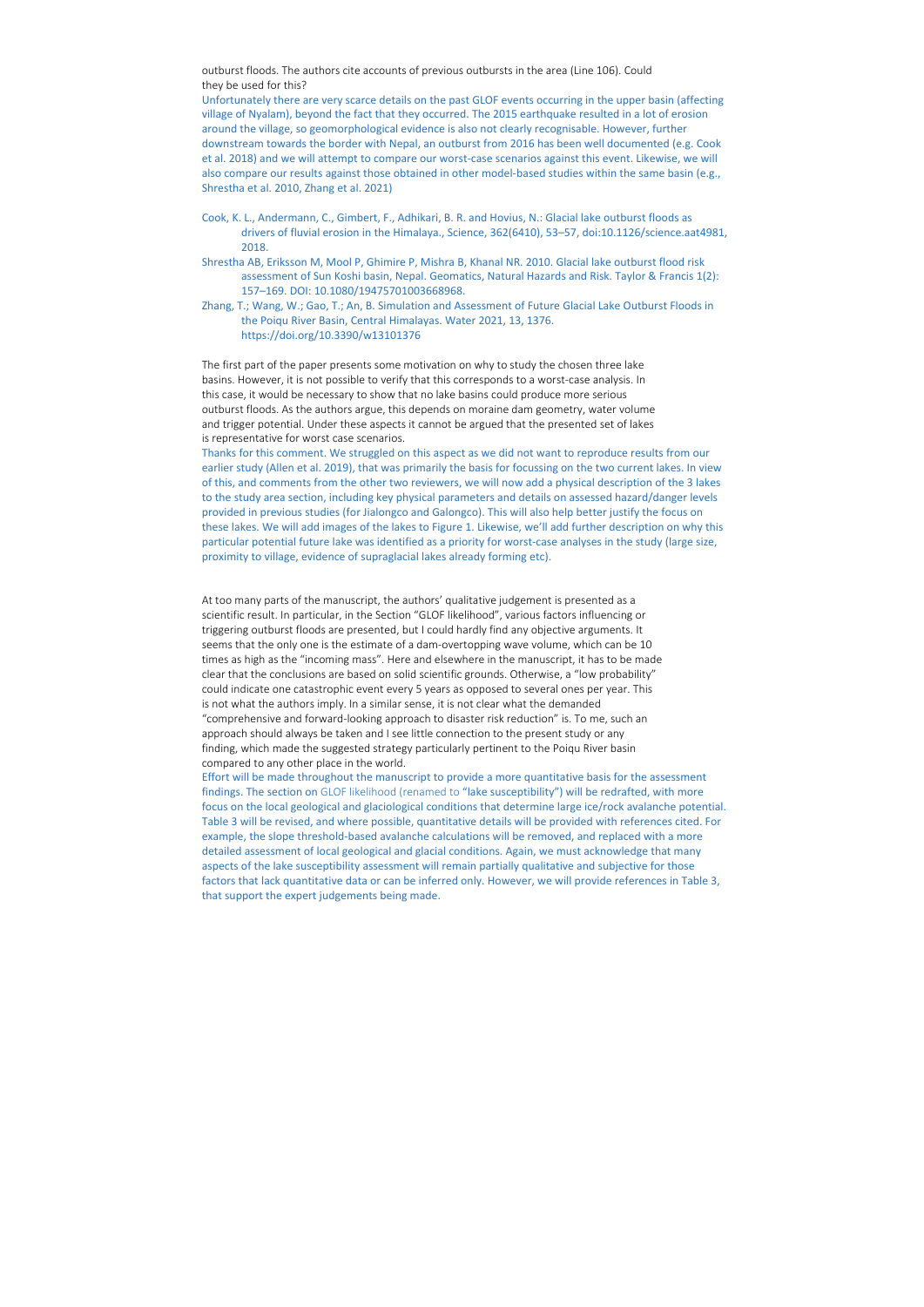outburst floods. The authors cite accounts of previous outbursts in the area (Line 106). Could they be used for this?

Unfortunately there are very scarce details on the past GLOF events occurring in the upper basin (affecting village of Nyalam), beyond the fact that they occurred. The 2015 earthquake resulted in a lot of erosion around the village, so geomorphological evidence is also not clearly recognisable. However, further downstream towards the border with Nepal, an outburst from 2016 has been well documented (e.g. Cook et al. 2018) and we will attempt to compare our worst-case scenarios against this event. Likewise, we will also compare our results against those obtained in other model-based studies within the same basin (e.g., Shrestha et al. 2010, Zhang et al. 2021)

Cook, K. L., Andermann, C., Gimbert, F., Adhikari, B. R. and Hovius, N.: Glacial lake outburst floods as drivers of fluvial erosion in the Himalaya., Science, 362(6410), 53–57, doi:10.1126/science.aat4981, 2018.

Shrestha AB, Eriksson M, Mool P, Ghimire P, Mishra B, Khanal NR. 2010. Glacial lake outburst flood risk assessment of Sun Koshi basin, Nepal. Geomatics, Natural Hazards and Risk. Taylor & Francis 1(2): 157–169. DOI: 10.1080/19475701003668968.

Zhang, T.; Wang, W.; Gao, T.; An, B. Simulation and Assessment of Future Glacial Lake Outburst Floods in the Poiqu River Basin, Central Himalayas. Water 2021, 13, 1376. https://doi.org/10.3390/w13101376

The first part of the paper presents some motivation on why to study the chosen three lake basins. However, it is not possible to verify that this corresponds to a worst-case analysis. In this case, it would be necessary to show that no lake basins could produce more serious outburst floods. As the authors argue, this depends on moraine dam geometry, water volume and trigger potential. Under these aspects it cannot be argued that the presented set of lakes is representative for worst case scenarios.

Thanks for this comment. We struggled on this aspect as we did not want to reproduce results from our earlier study (Allen et al. 2019), that was primarily the basis for focussing on the two current lakes. In view of this, and comments from the other two reviewers, we will now add a physical description of the 3 lakes to the study area section, including key physical parameters and details on assessed hazard/danger levels provided in previous studies (for Jialongco and Galongco). This will also help better justify the focus on these lakes. We will add images of the lakes to Figure 1. Likewise, we'll add further description on why this particular potential future lake was identified as a priority for worst-case analyses in the study (large size, proximity to village, evidence of supraglacial lakes already forming etc).

At too many parts of the manuscript, the authors' qualitative judgement is presented as a scientific result. In particular, in the Section "GLOF likelihood", various factors influencing or triggering outburst floods are presented, but I could hardly find any objective arguments. It seems that the only one is the estimate of a dam-overtopping wave volume, which can be 10 times as high as the "incoming mass". Here and elsewhere in the manuscript, it has to be made clear that the conclusions are based on solid scientific grounds. Otherwise, a "low probability" could indicate one catastrophic event every 5 years as opposed to several ones per year. This is not what the authors imply. In a similar sense, it is not clear what the demanded "comprehensive and forward-looking approach to disaster risk reduction" is. To me, such an approach should always be taken and I see little connection to the present study or any finding, which made the suggested strategy particularly pertinent to the Poiqu River basin compared to any other place in the world.

Effort will be made throughout the manuscript to provide a more quantitative basis for the assessment findings. The section on GLOF likelihood (renamed to "lake susceptibility") will be redrafted, with more focus on the local geological and glaciological conditions that determine large ice/rock avalanche potential. Table 3 will be revised, and where possible, quantitative details will be provided with references cited. For example, the slope threshold-based avalanche calculations will be removed, and replaced with a more detailed assessment of local geological and glacial conditions. Again, we must acknowledge that many aspects of the lake susceptibility assessment will remain partially qualitative and subjective for those factors that lack quantitative data or can be inferred only. However, we will provide references in Table 3, that support the expert judgements being made.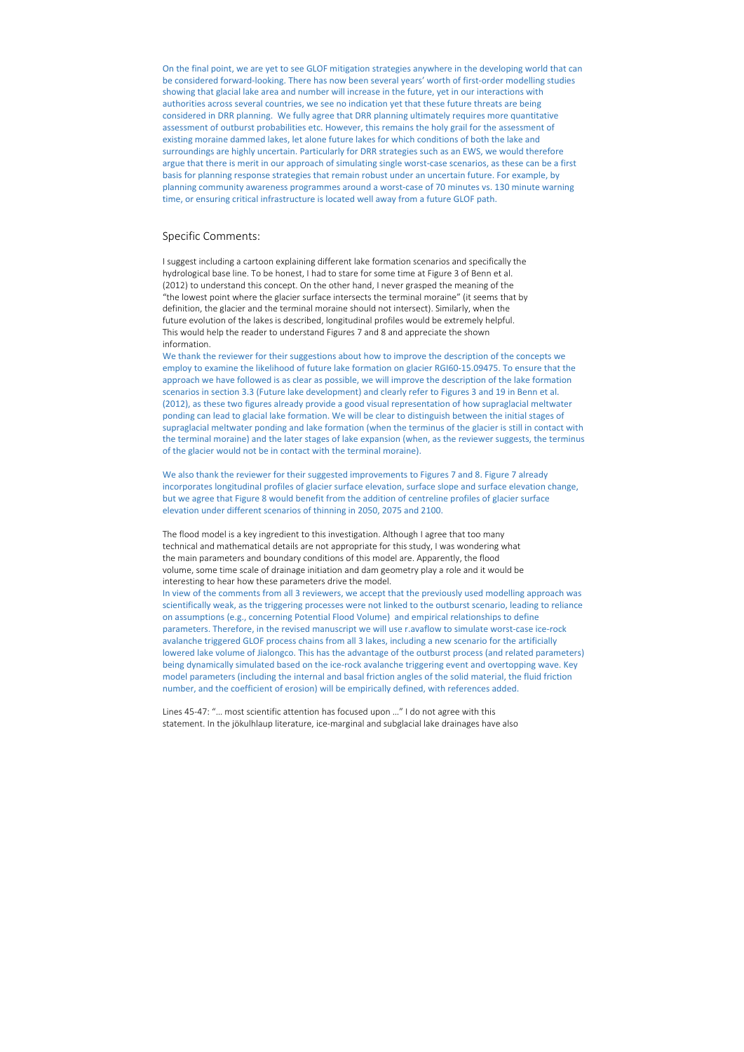On the final point, we are yet to see GLOF mitigation strategies anywhere in the developing world that can be considered forward-looking. There has now been several years' worth of first-order modelling studies showing that glacial lake area and number will increase in the future, yet in our interactions with authorities across several countries, we see no indication yet that these future threats are being considered in DRR planning. We fully agree that DRR planning ultimately requires more quantitative assessment of outburst probabilities etc. However, this remains the holy grail for the assessment of existing moraine dammed lakes, let alone future lakes for which conditions of both the lake and surroundings are highly uncertain. Particularly for DRR strategies such as an EWS, we would therefore argue that there is merit in our approach of simulating single worst-case scenarios, as these can be a first basis for planning response strategies that remain robust under an uncertain future. For example, by planning community awareness programmes around a worst-case of 70 minutes vs. 130 minute warning time, or ensuring critical infrastructure is located well away from a future GLOF path.

## Specific Comments:

I suggest including a cartoon explaining different lake formation scenarios and specifically the hydrological base line. To be honest, I had to stare for some time at Figure 3 of Benn et al. (2012) to understand this concept. On the other hand, I never grasped the meaning of the "the lowest point where the glacier surface intersects the terminal moraine" (it seems that by definition, the glacier and the terminal moraine should not intersect). Similarly, when the future evolution of the lakes is described, longitudinal profiles would be extremely helpful. This would help the reader to understand Figures 7 and 8 and appreciate the shown information.

We thank the reviewer for their suggestions about how to improve the description of the concepts we employ to examine the likelihood of future lake formation on glacier RGI60-15.09475. To ensure that the approach we have followed is as clear as possible, we will improve the description of the lake formation scenarios in section 3.3 (Future lake development) and clearly refer to Figures 3 and 19 in Benn et al. (2012), as these two figures already provide a good visual representation of how supraglacial meltwater ponding can lead to glacial lake formation. We will be clear to distinguish between the initial stages of supraglacial meltwater ponding and lake formation (when the terminus of the glacier is still in contact with the terminal moraine) and the later stages of lake expansion (when, as the reviewer suggests, the terminus of the glacier would not be in contact with the terminal moraine).

We also thank the reviewer for their suggested improvements to Figures 7 and 8. Figure 7 already incorporates longitudinal profiles of glacier surface elevation, surface slope and surface elevation change, but we agree that Figure 8 would benefit from the addition of centreline profiles of glacier surface elevation under different scenarios of thinning in 2050, 2075 and 2100.

The flood model is a key ingredient to this investigation. Although I agree that too many technical and mathematical details are not appropriate for this study, I was wondering what the main parameters and boundary conditions of this model are. Apparently, the flood volume, some time scale of drainage initiation and dam geometry play a role and it would be interesting to hear how these parameters drive the model.

In view of the comments from all 3 reviewers, we accept that the previously used modelling approach was scientifically weak, as the triggering processes were not linked to the outburst scenario, leading to reliance on assumptions (e.g., concerning Potential Flood Volume) and empirical relationships to define parameters. Therefore, in the revised manuscript we will use r.avaflow to simulate worst-case ice-rock avalanche triggered GLOF process chains from all 3 lakes, including a new scenario for the artificially lowered lake volume of Jialongco. This has the advantage of the outburst process (and related parameters) being dynamically simulated based on the ice-rock avalanche triggering event and overtopping wave. Key model parameters (including the internal and basal friction angles of the solid material, the fluid friction number, and the coefficient of erosion) will be empirically defined, with references added.

Lines 45-47: "… most scientific attention has focused upon …" I do not agree with this statement. In the jökulhlaup literature, ice-marginal and subglacial lake drainages have also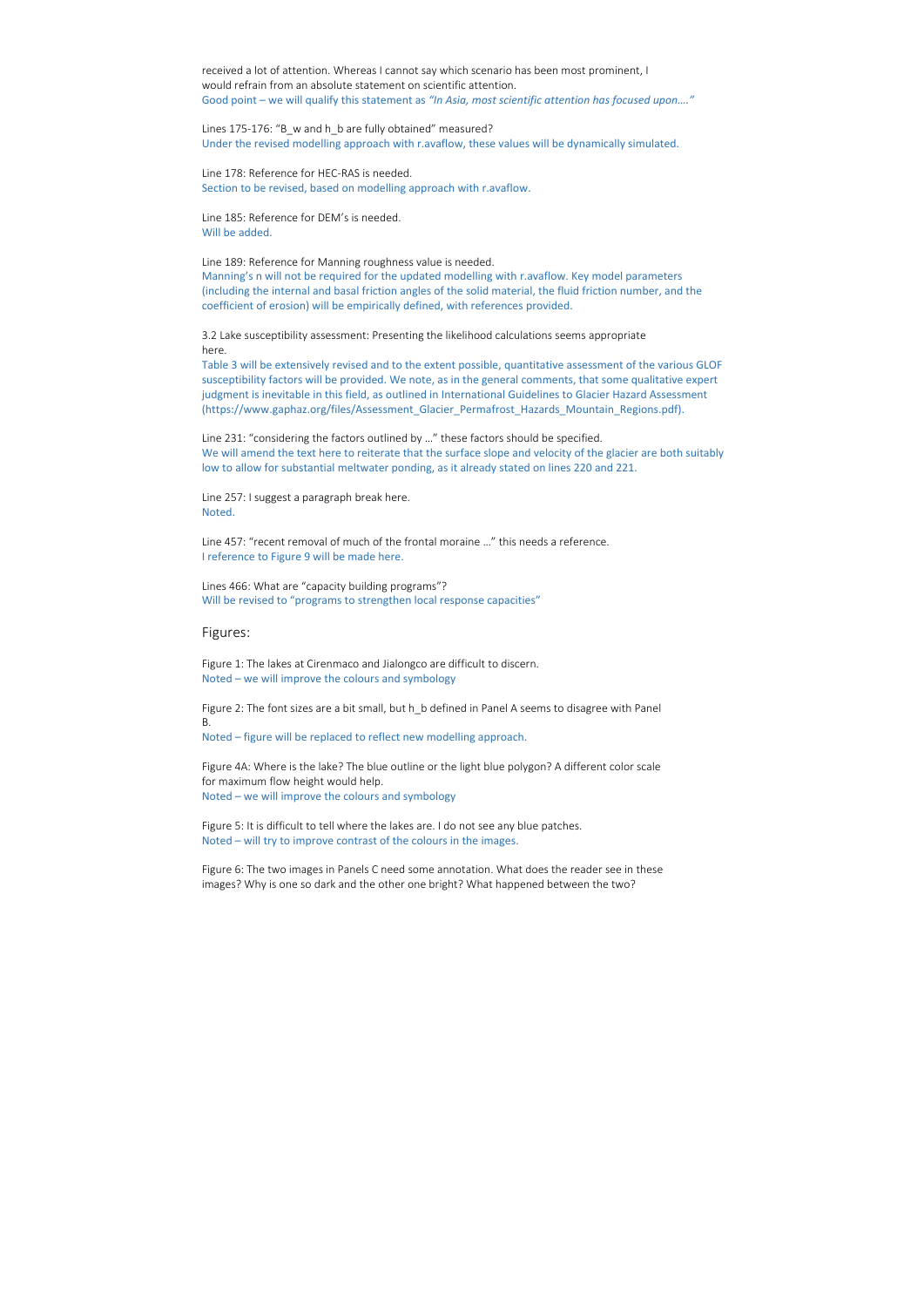received a lot of attention. Whereas I cannot say which scenario has been most prominent, I would refrain from an absolute statement on scientific attention.
Good point – we will qualify this statement as *"In Asia, most scientific attention has focused upon…."*

Lines 175-176: "$B_w$ and $h_b$ are fully obtained" measured?
Under the revised modelling approach with r.avaflow, these values will be dynamically simulated.

Line 178: Reference for HEC-RAS is needed.
Section to be revised, based on modelling approach with r.avaflow.

Line 185: Reference for DEM's is needed.
Will be added.

Line 189: Reference for Manning roughness value is needed.
Manning's n will not be required for the updated modelling with r.avaflow. Key model parameters (including the internal and basal friction angles of the solid material, the fluid friction number, and the coefficient of erosion) will be empirically defined, with references provided.

3.2 Lake susceptibility assessment: Presenting the likelihood calculations seems appropriate here.
Table 3 will be extensively revised and to the extent possible, quantitative assessment of the various GLOF susceptibility factors will be provided. We note, as in the general comments, that some qualitative expert judgment is inevitable in this field, as outlined in International Guidelines to Glacier Hazard Assessment (https://www.gaphaz.org/files/Assessment_Glacier_Permafrost_Hazards_Mountain_Regions.pdf).

Line 231: "considering the factors outlined by …" these factors should be specified.
We will amend the text here to reiterate that the surface slope and velocity of the glacier are both suitably low to allow for substantial meltwater ponding, as it already stated on lines 220 and 221.

Line 257: I suggest a paragraph break here.
Noted.

Line 457: "recent removal of much of the frontal moraine …" this needs a reference.
I reference to Figure 9 will be made here.

Lines 466: What are "capacity building programs"?
Will be revised to "programs to strengthen local response capacities"

## Figures:

Figure 1: The lakes at Cirenmaco and Jialongco are difficult to discern.
Noted – we will improve the colours and symbology

Figure 2: The font sizes are a bit small, but $h_b$ defined in Panel A seems to disagree with Panel B.
Noted – figure will be replaced to reflect new modelling approach.

Figure 4A: Where is the lake? The blue outline or the light blue polygon? A different color scale for maximum flow height would help.
Noted – we will improve the colours and symbology

Figure 5: It is difficult to tell where the lakes are. I do not see any blue patches.
Noted – will try to improve contrast of the colours in the images.

Figure 6: The two images in Panels C need some annotation. What does the reader see in these images? Why is one so dark and the other one bright? What happened between the two?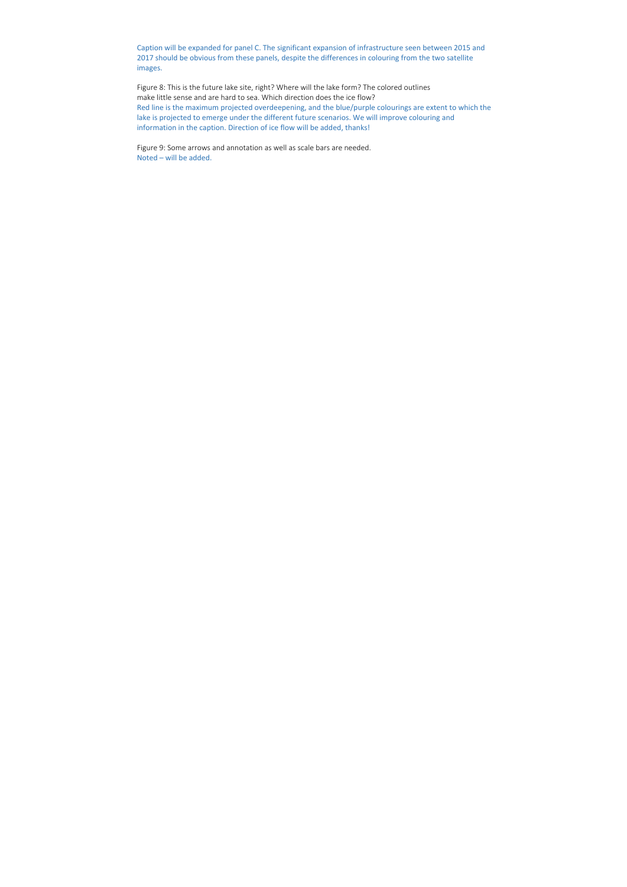Caption will be expanded for panel C. The significant expansion of infrastructure seen between 2015 and 2017 should be obvious from these panels, despite the differences in colouring from the two satellite images.

Figure 8: This is the future lake site, right? Where will the lake form? The colored outlines make little sense and are hard to sea. Which direction does the ice flow?
Red line is the maximum projected overdeepening, and the blue/purple colourings are extent to which the lake is projected to emerge under the different future scenarios. We will improve colouring and information in the caption. Direction of ice flow will be added, thanks!

Figure 9: Some arrows and annotation as well as scale bars are needed.
Noted – will be added.